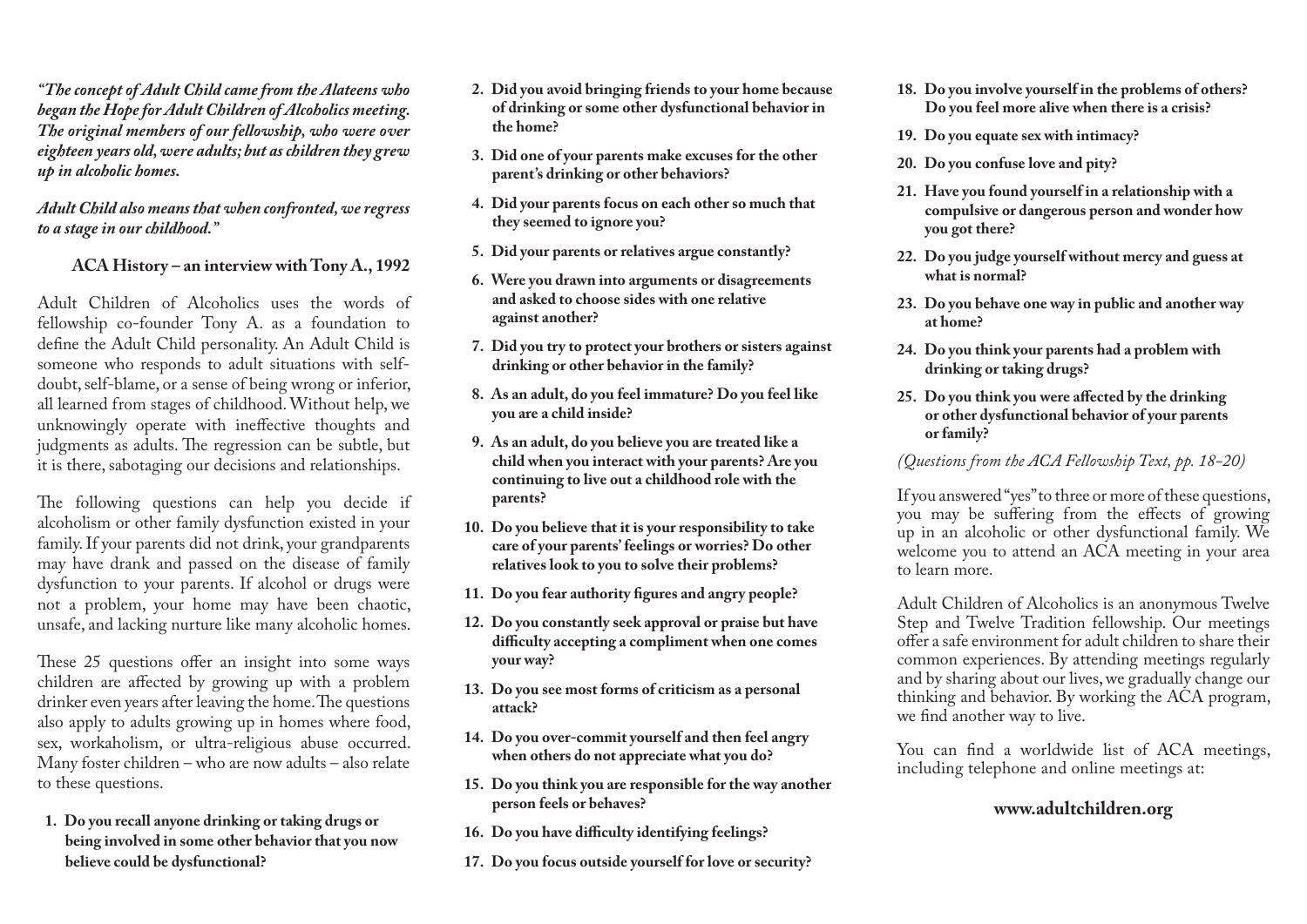*"The concept of Adult Child came from the Alateens who began the Hope for Adult Children of Alcoholics meeting. The original members of our fellowship, who were over eighteen years old, were adults; but as children they grew up in alcoholic homes.*

*Adult Child also means that when confronted, we regress to a stage in our childhood."*

**ACA History – an interview with Tony A., 1992**

Adult Children of Alcoholics uses the words of fellowship co-founder Tony A. as a foundation to define the Adult Child personality. An Adult Child is someone who responds to adult situations with self-doubt, self-blame, or a sense of being wrong or inferior, all learned from stages of childhood. Without help, we unknowingly operate with ineffective thoughts and judgments as adults. The regression can be subtle, but it is there, sabotaging our decisions and relationships.

The following questions can help you decide if alcoholism or other family dysfunction existed in your family. If your parents did not drink, your grandparents may have drank and passed on the disease of family dysfunction to your parents. If alcohol or drugs were not a problem, your home may have been chaotic, unsafe, and lacking nurture like many alcoholic homes.

These 25 questions offer an insight into some ways children are affected by growing up with a problem drinker even years after leaving the home. The questions also apply to adults growing up in homes where food, sex, workaholism, or ultra-religious abuse occurred. Many foster children – who are now adults – also relate to these questions.

1. **Do you recall anyone drinking or taking drugs or being involved in some other behavior that you now believe could be dysfunctional?**
2. **Did you avoid bringing friends to your home because of drinking or some other dysfunctional behavior in the home?**
3. **Did one of your parents make excuses for the other parent's drinking or other behaviors?**
4. **Did your parents focus on each other so much that they seemed to ignore you?**
5. **Did your parents or relatives argue constantly?**
6. **Were you drawn into arguments or disagreements and asked to choose sides with one relative against another?**
7. **Did you try to protect your brothers or sisters against drinking or other behavior in the family?**
8. **As an adult, do you feel immature? Do you feel like you are a child inside?**
9. **As an adult, do you believe you are treated like a child when you interact with your parents? Are you continuing to live out a childhood role with the parents?**
10. **Do you believe that it is your responsibility to take care of your parents' feelings or worries? Do other relatives look to you to solve their problems?**
11. **Do you fear authority figures and angry people?**
12. **Do you constantly seek approval or praise but have difficulty accepting a compliment when one comes your way?**
13. **Do you see most forms of criticism as a personal attack?**
14. **Do you over-commit yourself and then feel angry when others do not appreciate what you do?**
15. **Do you think you are responsible for the way another person feels or behaves?**
16. **Do you have difficulty identifying feelings?**
17. **Do you focus outside yourself for love or security?**
18. **Do you involve yourself in the problems of others? Do you feel more alive when there is a crisis?**
19. **Do you equate sex with intimacy?**
20. **Do you confuse love and pity?**
21. **Have you found yourself in a relationship with a compulsive or dangerous person and wonder how you got there?**
22. **Do you judge yourself without mercy and guess at what is normal?**
23. **Do you behave one way in public and another way at home?**
24. **Do you think your parents had a problem with drinking or taking drugs?**
25. **Do you think you were affected by the drinking or other dysfunctional behavior of your parents or family?**

*(Questions from the ACA Fellowship Text, pp. 18-20)*

If you answered "yes" to three or more of these questions, you may be suffering from the effects of growing up in an alcoholic or other dysfunctional family. We welcome you to attend an ACA meeting in your area to learn more.

Adult Children of Alcoholics is an anonymous Twelve Step and Twelve Tradition fellowship. Our meetings offer a safe environment for adult children to share their common experiences. By attending meetings regularly and by sharing about our lives, we gradually change our thinking and behavior. By working the ACA program, we find another way to live.

You can find a worldwide list of ACA meetings, including telephone and online meetings at:

**www.adultchildren.org**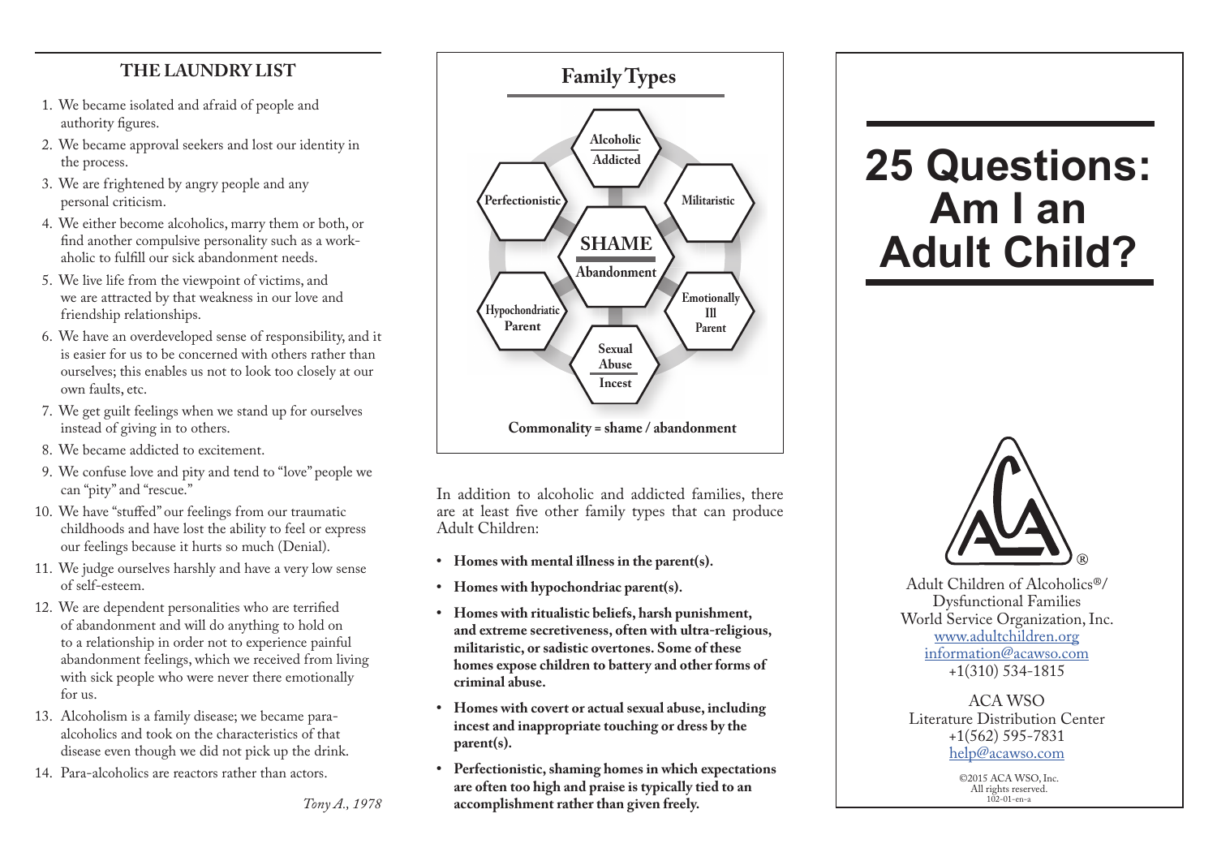## THE LAUNDRY LIST

1. We became isolated and afraid of people and authority figures.
2. We became approval seekers and lost our identity in the process.
3. We are frightened by angry people and any personal criticism.
4. We either become alcoholics, marry them or both, or find another compulsive personality such as a workaholic to fulfill our sick abandonment needs.
5. We live life from the viewpoint of victims, and we are attracted by that weakness in our love and friendship relationships.
6. We have an overdeveloped sense of responsibility, and it is easier for us to be concerned with others rather than ourselves; this enables us not to look too closely at our own faults, etc.
7. We get guilt feelings when we stand up for ourselves instead of giving in to others.
8. We became addicted to excitement.
9. We confuse love and pity and tend to "love" people we can "pity" and "rescue."
10. We have "stuffed" our feelings from our traumatic childhoods and have lost the ability to feel or express our feelings because it hurts so much (Denial).
11. We judge ourselves harshly and have a very low sense of self-esteem.
12. We are dependent personalities who are terrified of abandonment and will do anything to hold on to a relationship in order not to experience painful abandonment feelings, which we received from living with sick people who were never there emotionally for us.
13. Alcoholism is a family disease; we became para-alcoholics and took on the characteristics of that disease even though we did not pick up the drink.
14. Para-alcoholics are reactors rather than actors.

*Tony A., 1978*

## Family Types

SHAME

Abandonment

Alcoholic
Addicted

Militaristic

Emotionally
Ill
Parent

Sexual
Abuse
Incest

Hypochondriatic
Parent

Perfectionistic

**Commonality = shame / abandonment**

In addition to alcoholic and addicted families, there are at least five other family types that can produce Adult Children:

- **Homes with mental illness in the parent(s).**
- **Homes with hypochondriac parent(s).**
- **Homes with ritualistic beliefs, harsh punishment, and extreme secretiveness, often with ultra-religious, militaristic, or sadistic overtones. Some of these homes expose children to battery and other forms of criminal abuse.**
- **Homes with covert or actual sexual abuse, including incest and inappropriate touching or dress by the parent(s).**
- **Perfectionistic, shaming homes in which expectations are often too high and praise is typically tied to an accomplishment rather than given freely.**

# 25 Questions: Am I an Adult Child?

Adult Children of Alcoholics®/
Dysfunctional Families
World Service Organization, Inc.
www.adultchildren.org
information@acawso.com
+1(310) 534-1815

ACA WSO
Literature Distribution Center
+1(562) 595-7831
help@acawso.com

©2015 ACA WSO, Inc.
All rights reserved.
102-01-en-a